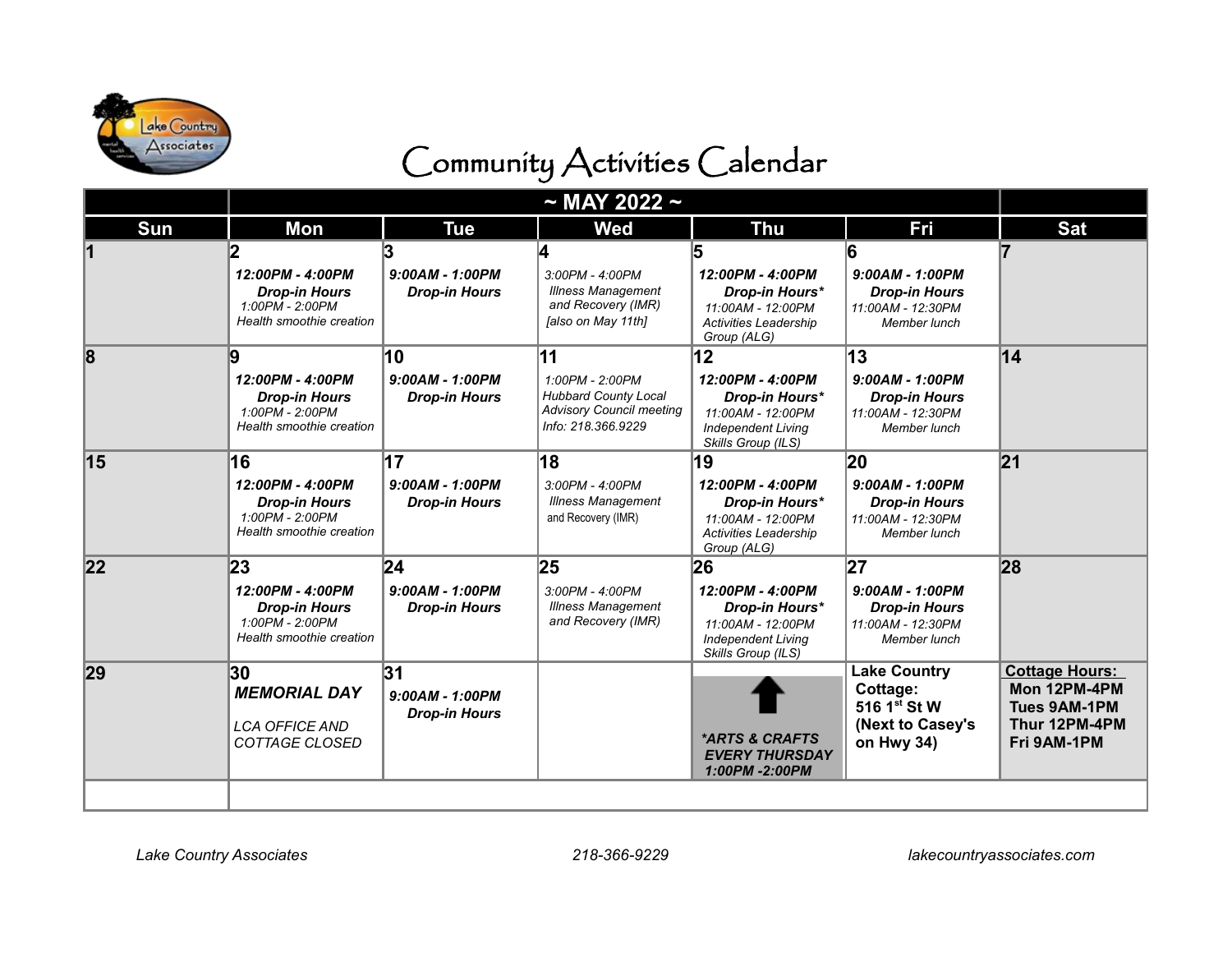# Community Activities Calendar

| | ~ MAY 2022 ~ | | | | | |
|---|---|---|---|---|---|---|
| **Sun** | **Mon** | **Tue** | **Wed** | **Thu** | **Fri** | **Sat** |
| **1** | **2**<br>***12:00PM - 4:00PM Drop-in Hours***<br>*1:00PM - 2:00PM Health smoothie creation* | **3**<br>***9:00AM - 1:00PM Drop-in Hours*** | **4**<br>*3:00PM - 4:00PM Illness Management and Recovery (IMR) [also on May 11th]* | **5**<br>***12:00PM - 4:00PM Drop-in Hours****<br>*11:00AM - 12:00PM Activities Leadership Group (ALG)* | **6**<br>***9:00AM - 1:00PM Drop-in Hours***<br>*11:00AM - 12:30PM Member lunch* | **7** |
| **8** | **9**<br>***12:00PM - 4:00PM Drop-in Hours***<br>*1:00PM - 2:00PM Health smoothie creation* | **10**<br>***9:00AM - 1:00PM Drop-in Hours*** | **11**<br>*1:00PM - 2:00PM Hubbard County Local Advisory Council meeting Info: 218.366.9229* | **12**<br>***12:00PM - 4:00PM Drop-in Hours****<br>*11:00AM - 12:00PM Independent Living Skills Group (ILS)* | **13**<br>***9:00AM - 1:00PM Drop-in Hours***<br>*11:00AM - 12:30PM Member lunch* | **14** |
| **15** | **16**<br>***12:00PM - 4:00PM Drop-in Hours***<br>*1:00PM - 2:00PM Health smoothie creation* | **17**<br>***9:00AM - 1:00PM Drop-in Hours*** | **18**<br>*3:00PM - 4:00PM Illness Management and Recovery (IMR)* | **19**<br>***12:00PM - 4:00PM Drop-in Hours****<br>*11:00AM - 12:00PM Activities Leadership Group (ALG)* | **20**<br>***9:00AM - 1:00PM Drop-in Hours***<br>*11:00AM - 12:30PM Member lunch* | **21** |
| **22** | **23**<br>***12:00PM - 4:00PM Drop-in Hours***<br>*1:00PM - 2:00PM Health smoothie creation* | **24**<br>***9:00AM - 1:00PM Drop-in Hours*** | **25**<br>*3:00PM - 4:00PM Illness Management and Recovery (IMR)* | **26**<br>***12:00PM - 4:00PM Drop-in Hours****<br>*11:00AM - 12:00PM Independent Living Skills Group (ILS)* | **27**<br>***9:00AM - 1:00PM Drop-in Hours***<br>*11:00AM - 12:30PM Member lunch* | **28** |
| **29** | **30**<br>***MEMORIAL DAY***<br>*LCA OFFICE AND COTTAGE CLOSED* | **31**<br>***9:00AM - 1:00PM Drop-in Hours*** | | ***\*ARTS & CRAFTS EVERY THURSDAY 1:00PM -2:00PM*** | **Lake Country Cottage: 516 1st St W (Next to Casey's on Hwy 34)** | **Cottage Hours:**<br>**Mon 12PM-4PM**<br>**Tues 9AM-1PM**<br>**Thur 12PM-4PM**<br>**Fri 9AM-1PM** |

*Lake Country Associates* *218-366-9229* *lakecountryassociates.com*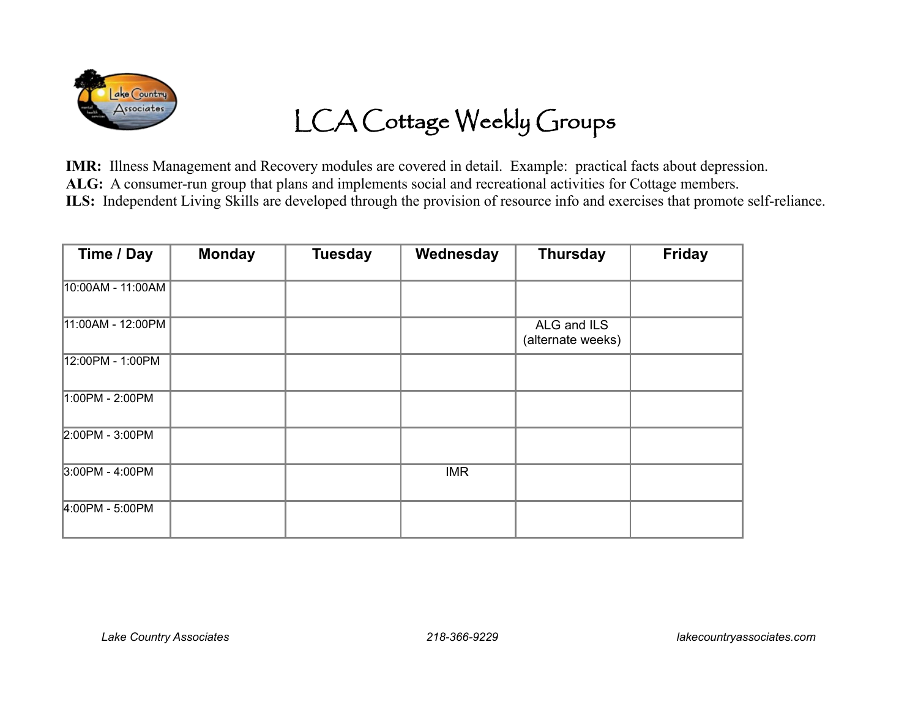# LCA Cottage Weekly Groups

**IMR:** Illness Management and Recovery modules are covered in detail. Example: practical facts about depression.
**ALG:** A consumer-run group that plans and implements social and recreational activities for Cottage members.
**ILS:** Independent Living Skills are developed through the provision of resource info and exercises that promote self-reliance.

| Time / Day | Monday | Tuesday | Wednesday | Thursday | Friday |
|---|---|---|---|---|---|
| 10:00AM - 11:00AM | | | | | |
| 11:00AM - 12:00PM | | | | ALG and ILS (alternate weeks) | |
| 12:00PM - 1:00PM | | | | | |
| 1:00PM - 2:00PM | | | | | |
| 2:00PM - 3:00PM | | | | | |
| 3:00PM - 4:00PM | | | IMR | | |
| 4:00PM - 5:00PM | | | | | |

*Lake Country Associates* *218-366-9229* *lakecountryassociates.com*